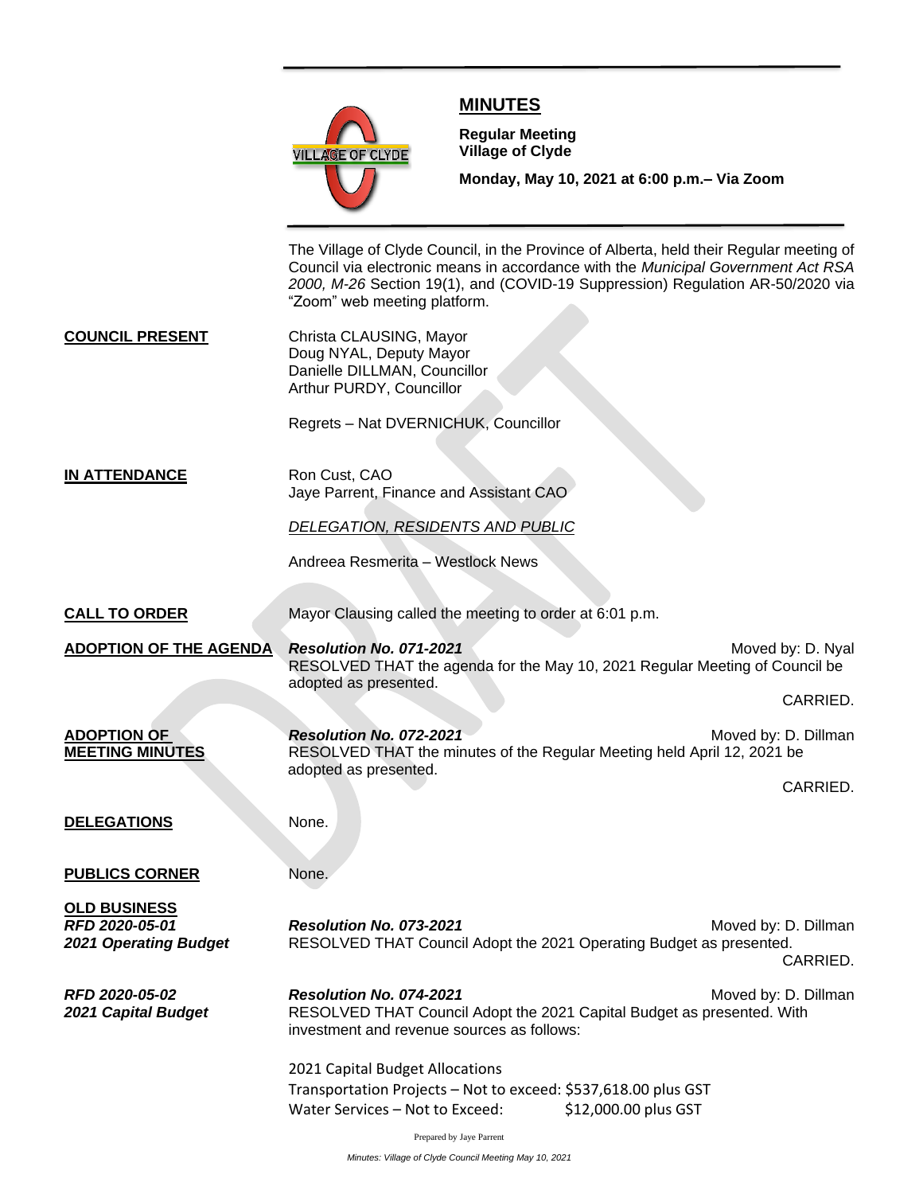# MINUTES

**Regular Meeting**
**Village of Clyde**

**Monday, May 10, 2021 at 6:00 p.m.– Via Zoom**

The Village of Clyde Council, in the Province of Alberta, held their Regular meeting of Council via electronic means in accordance with the *Municipal Government Act RSA 2000, M-26* Section 19(1), and (COVID-19 Suppression) Regulation AR-50/2020 via "Zoom" web meeting platform.

**COUNCIL PRESENT**

Christa CLAUSING, Mayor
Doug NYAL, Deputy Mayor
Danielle DILLMAN, Councillor
Arthur PURDY, Councillor

Regrets – Nat DVERNICHUK, Councillor

**IN ATTENDANCE**

Ron Cust, CAO
Jaye Parrent, Finance and Assistant CAO

*DELEGATION, RESIDENTS AND PUBLIC*

Andreea Resmerita – Westlock News

**CALL TO ORDER**

Mayor Clausing called the meeting to order at 6:01 p.m.

**ADOPTION OF THE AGENDA**

***Resolution No. 071-2021*** Moved by: D. Nyal
RESOLVED THAT the agenda for the May 10, 2021 Regular Meeting of Council be adopted as presented.

CARRIED.

**ADOPTION OF MEETING MINUTES**

***Resolution No. 072-2021*** Moved by: D. Dillman
RESOLVED THAT the minutes of the Regular Meeting held April 12, 2021 be adopted as presented.

CARRIED.

**DELEGATIONS**

None.

**PUBLICS CORNER**

None.

**OLD BUSINESS**

***RFD 2020-05-01***
***2021 Operating Budget***

***Resolution No. 073-2021*** Moved by: D. Dillman
RESOLVED THAT Council Adopt the 2021 Operating Budget as presented.

CARRIED.

***RFD 2020-05-02***
***2021 Capital Budget***

***Resolution No. 074-2021*** Moved by: D. Dillman
RESOLVED THAT Council Adopt the 2021 Capital Budget as presented. With investment and revenue sources as follows:

2021 Capital Budget Allocations
Transportation Projects – Not to exceed: $537,618.00 plus GST
Water Services – Not to Exceed: $12,000.00 plus GST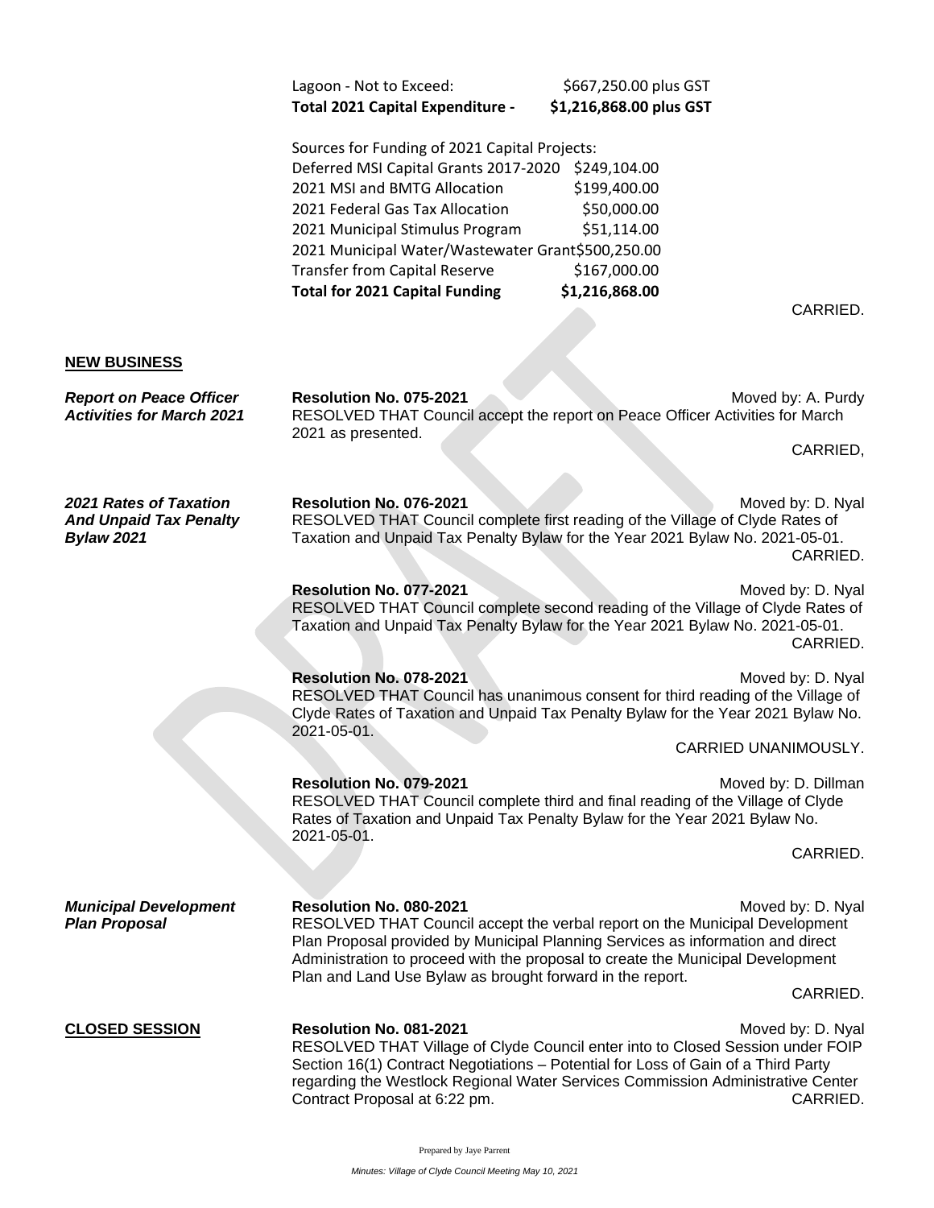| | |
|---|---|
| Lagoon - Not to Exceed: | $667,250.00 plus GST |
| **Total 2021 Capital Expenditure -** | **$1,216,868.00 plus GST** |

Sources for Funding of 2021 Capital Projects:

| | |
|---|---|
| Deferred MSI Capital Grants 2017-2020 | $249,104.00 |
| 2021 MSI and BMTG Allocation | $199,400.00 |
| 2021 Federal Gas Tax Allocation | $50,000.00 |
| 2021 Municipal Stimulus Program | $51,114.00 |
| 2021 Municipal Water/Wastewater Grant | $500,250.00 |
| Transfer from Capital Reserve | $167,000.00 |
| **Total for 2021 Capital Funding** | **$1,216,868.00** |

CARRIED.

## NEW BUSINESS

***Report on Peace Officer Activities for March 2021***

**Resolution No. 075-2021** Moved by: A. Purdy
RESOLVED THAT Council accept the report on Peace Officer Activities for March 2021 as presented.

CARRIED,

***2021 Rates of Taxation And Unpaid Tax Penalty Bylaw 2021***

**Resolution No. 076-2021** Moved by: D. Nyal
RESOLVED THAT Council complete first reading of the Village of Clyde Rates of Taxation and Unpaid Tax Penalty Bylaw for the Year 2021 Bylaw No. 2021-05-01.

CARRIED.

**Resolution No. 077-2021** Moved by: D. Nyal
RESOLVED THAT Council complete second reading of the Village of Clyde Rates of Taxation and Unpaid Tax Penalty Bylaw for the Year 2021 Bylaw No. 2021-05-01.

CARRIED.

**Resolution No. 078-2021** Moved by: D. Nyal
RESOLVED THAT Council has unanimous consent for third reading of the Village of Clyde Rates of Taxation and Unpaid Tax Penalty Bylaw for the Year 2021 Bylaw No. 2021-05-01.

CARRIED UNANIMOUSLY.

**Resolution No. 079-2021** Moved by: D. Dillman
RESOLVED THAT Council complete third and final reading of the Village of Clyde Rates of Taxation and Unpaid Tax Penalty Bylaw for the Year 2021 Bylaw No. 2021-05-01.

CARRIED.

***Municipal Development Plan Proposal***

**Resolution No. 080-2021** Moved by: D. Nyal
RESOLVED THAT Council accept the verbal report on the Municipal Development Plan Proposal provided by Municipal Planning Services as information and direct Administration to proceed with the proposal to create the Municipal Development Plan and Land Use Bylaw as brought forward in the report.

CARRIED.

## CLOSED SESSION

**Resolution No. 081-2021** Moved by: D. Nyal
RESOLVED THAT Village of Clyde Council enter into to Closed Session under FOIP Section 16(1) Contract Negotiations – Potential for Loss of Gain of a Third Party regarding the Westlock Regional Water Services Commission Administrative Center Contract Proposal at 6:22 pm. CARRIED.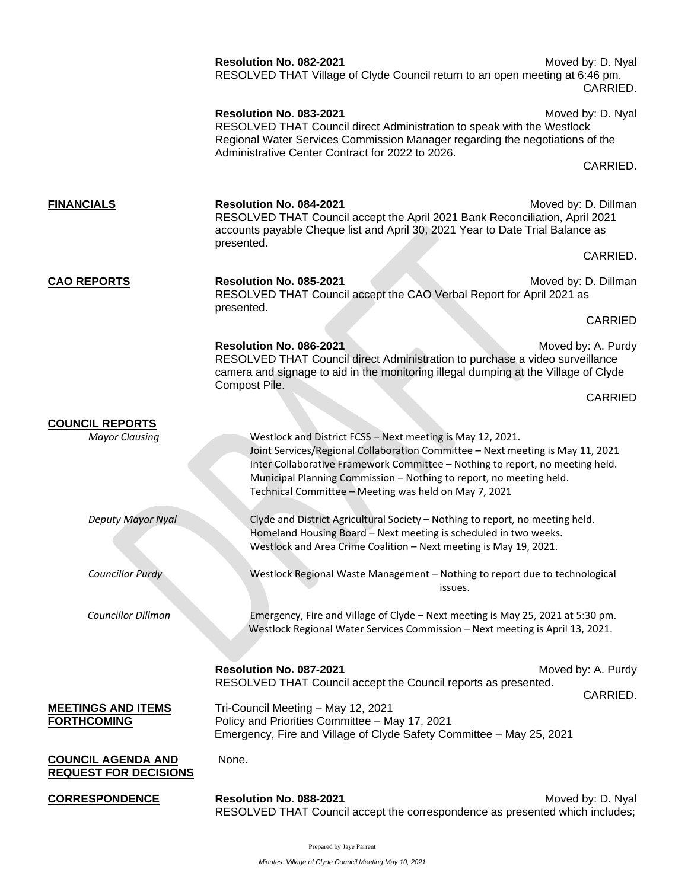**Resolution No. 082-2021** Moved by: D. Nyal
RESOLVED THAT Village of Clyde Council return to an open meeting at 6:46 pm.
CARRIED.

**Resolution No. 083-2021** Moved by: D. Nyal
RESOLVED THAT Council direct Administration to speak with the Westlock Regional Water Services Commission Manager regarding the negotiations of the Administrative Center Contract for 2022 to 2026.
CARRIED.

## FINANCIALS

**Resolution No. 084-2021** Moved by: D. Dillman
RESOLVED THAT Council accept the April 2021 Bank Reconciliation, April 2021 accounts payable Cheque list and April 30, 2021 Year to Date Trial Balance as presented.
CARRIED.

## CAO REPORTS

**Resolution No. 085-2021** Moved by: D. Dillman
RESOLVED THAT Council accept the CAO Verbal Report for April 2021 as presented.
CARRIED

**Resolution No. 086-2021** Moved by: A. Purdy
RESOLVED THAT Council direct Administration to purchase a video surveillance camera and signage to aid in the monitoring illegal dumping at the Village of Clyde Compost Pile.
CARRIED

## COUNCIL REPORTS

*Mayor Clausing*

Westlock and District FCSS – Next meeting is May 12, 2021.
Joint Services/Regional Collaboration Committee – Next meeting is May 11, 2021
Inter Collaborative Framework Committee – Nothing to report, no meeting held.
Municipal Planning Commission – Nothing to report, no meeting held.
Technical Committee – Meeting was held on May 7, 2021

*Deputy Mayor Nyal*

Clyde and District Agricultural Society – Nothing to report, no meeting held.
Homeland Housing Board – Next meeting is scheduled in two weeks.
Westlock and Area Crime Coalition – Next meeting is May 19, 2021.

*Councillor Purdy*

Westlock Regional Waste Management – Nothing to report due to technological issues.

*Councillor Dillman*

Emergency, Fire and Village of Clyde – Next meeting is May 25, 2021 at 5:30 pm.
Westlock Regional Water Services Commission – Next meeting is April 13, 2021.

**Resolution No. 087-2021** Moved by: A. Purdy
RESOLVED THAT Council accept the Council reports as presented.
CARRIED.

## MEETINGS AND ITEMS FORTHCOMING

Tri-Council Meeting – May 12, 2021
Policy and Priorities Committee – May 17, 2021
Emergency, Fire and Village of Clyde Safety Committee – May 25, 2021

## COUNCIL AGENDA AND REQUEST FOR DECISIONS

None.

## CORRESPONDENCE

**Resolution No. 088-2021** Moved by: D. Nyal
RESOLVED THAT Council accept the correspondence as presented which includes;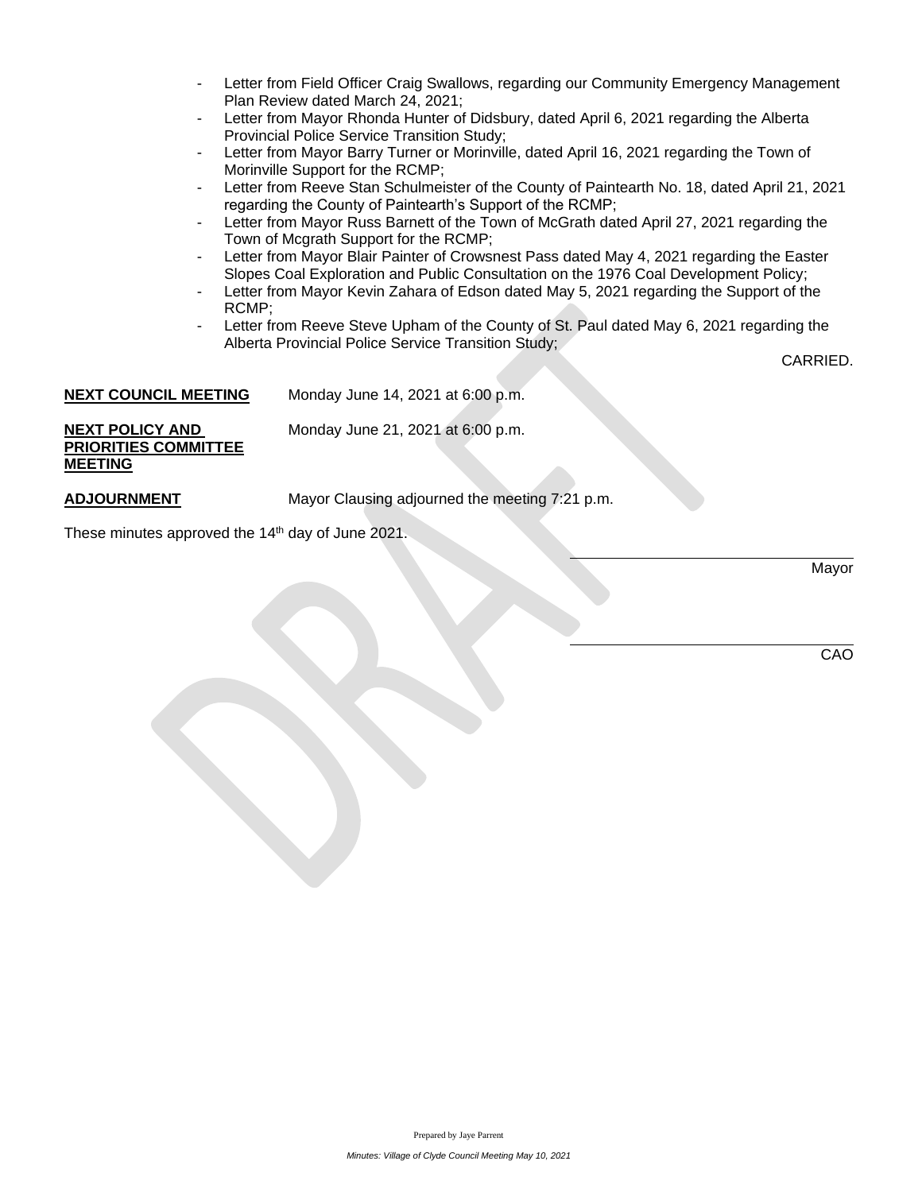- Letter from Field Officer Craig Swallows, regarding our Community Emergency Management Plan Review dated March 24, 2021;
- Letter from Mayor Rhonda Hunter of Didsbury, dated April 6, 2021 regarding the Alberta Provincial Police Service Transition Study;
- Letter from Mayor Barry Turner or Morinville, dated April 16, 2021 regarding the Town of Morinville Support for the RCMP;
- Letter from Reeve Stan Schulmeister of the County of Paintearth No. 18, dated April 21, 2021 regarding the County of Paintearth's Support of the RCMP;
- Letter from Mayor Russ Barnett of the Town of McGrath dated April 27, 2021 regarding the Town of Mcgrath Support for the RCMP;
- Letter from Mayor Blair Painter of Crowsnest Pass dated May 4, 2021 regarding the Easter Slopes Coal Exploration and Public Consultation on the 1976 Coal Development Policy;
- Letter from Mayor Kevin Zahara of Edson dated May 5, 2021 regarding the Support of the RCMP;
- Letter from Reeve Steve Upham of the County of St. Paul dated May 6, 2021 regarding the Alberta Provincial Police Service Transition Study;

CARRIED.

**NEXT COUNCIL MEETING** Monday June 14, 2021 at 6:00 p.m.

**NEXT POLICY AND PRIORITIES COMMITTEE MEETING** Monday June 21, 2021 at 6:00 p.m.

**ADJOURNMENT** Mayor Clausing adjourned the meeting 7:21 p.m.

These minutes approved the 14th day of June 2021.

_______________________
Mayor

_______________________
CAO

Prepared by Jaye Parrent

*Minutes: Village of Clyde Council Meeting May 10, 2021*